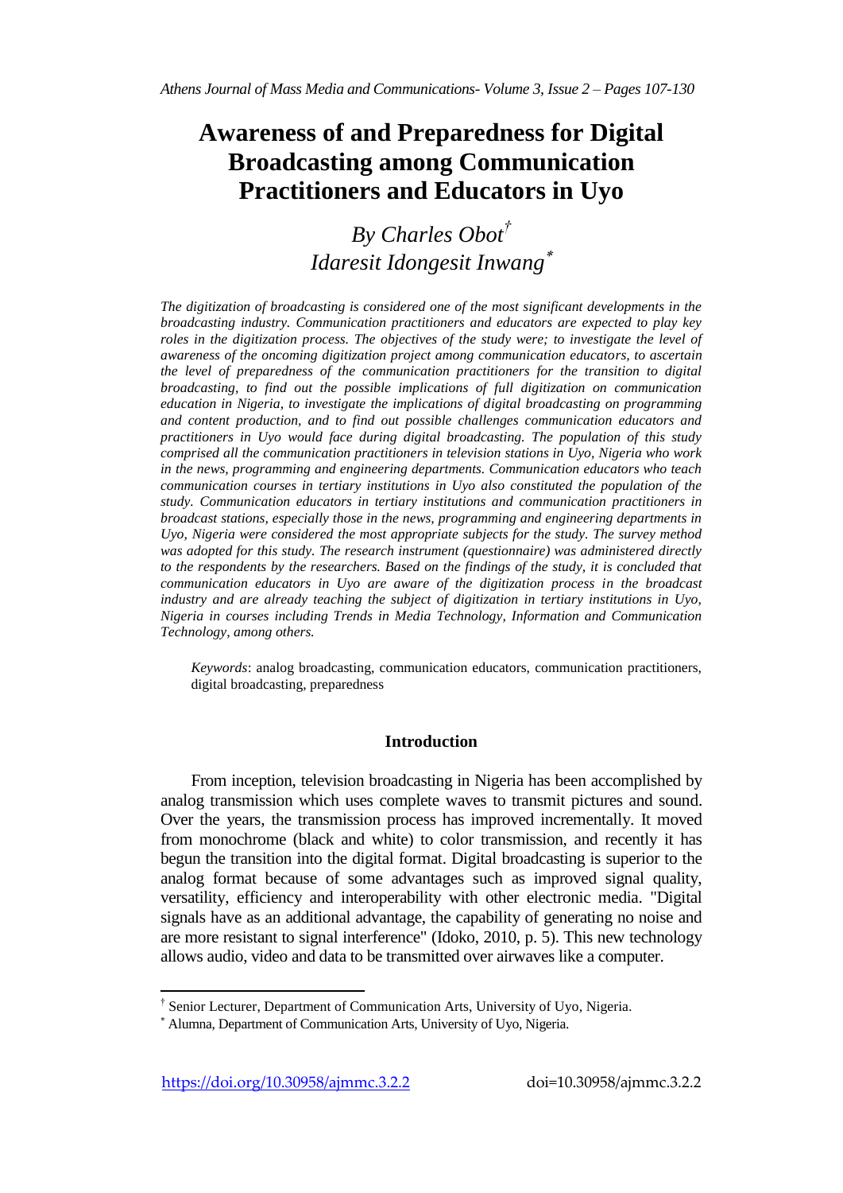# Awareness of and Preparedness for Digital Broadcasting among Communication Practitioners and Educators in Uyo

*By Charles Obot*[†]
*Idaresit Idongesit Inwang*[*]

*The digitization of broadcasting is considered one of the most significant developments in the broadcasting industry. Communication practitioners and educators are expected to play key roles in the digitization process. The objectives of the study were; to investigate the level of awareness of the oncoming digitization project among communication educators, to ascertain the level of preparedness of the communication practitioners for the transition to digital broadcasting, to find out the possible implications of full digitization on communication education in Nigeria, to investigate the implications of digital broadcasting on programming and content production, and to find out possible challenges communication educators and practitioners in Uyo would face during digital broadcasting. The population of this study comprised all the communication practitioners in television stations in Uyo, Nigeria who work in the news, programming and engineering departments. Communication educators who teach communication courses in tertiary institutions in Uyo also constituted the population of the study. Communication educators in tertiary institutions and communication practitioners in broadcast stations, especially those in the news, programming and engineering departments in Uyo, Nigeria were considered the most appropriate subjects for the study. The survey method was adopted for this study. The research instrument (questionnaire) was administered directly to the respondents by the researchers. Based on the findings of the study, it is concluded that communication educators in Uyo are aware of the digitization process in the broadcast industry and are already teaching the subject of digitization in tertiary institutions in Uyo, Nigeria in courses including Trends in Media Technology, Information and Communication Technology, among others.*

*Keywords*: analog broadcasting, communication educators, communication practitioners, digital broadcasting, preparedness

## Introduction

From inception, television broadcasting in Nigeria has been accomplished by analog transmission which uses complete waves to transmit pictures and sound. Over the years, the transmission process has improved incrementally. It moved from monochrome (black and white) to color transmission, and recently it has begun the transition into the digital format. Digital broadcasting is superior to the analog format because of some advantages such as improved signal quality, versatility, efficiency and interoperability with other electronic media. "Digital signals have as an additional advantage, the capability of generating no noise and are more resistant to signal interference" (Idoko, 2010, p. 5). This new technology allows audio, video and data to be transmitted over airwaves like a computer.

---

[†] Senior Lecturer, Department of Communication Arts, University of Uyo, Nigeria.

[*] Alumna, Department of Communication Arts, University of Uyo, Nigeria.

https://doi.org/10.30958/ajmmc.3.2.2 doi=10.30958/ajmmc.3.2.2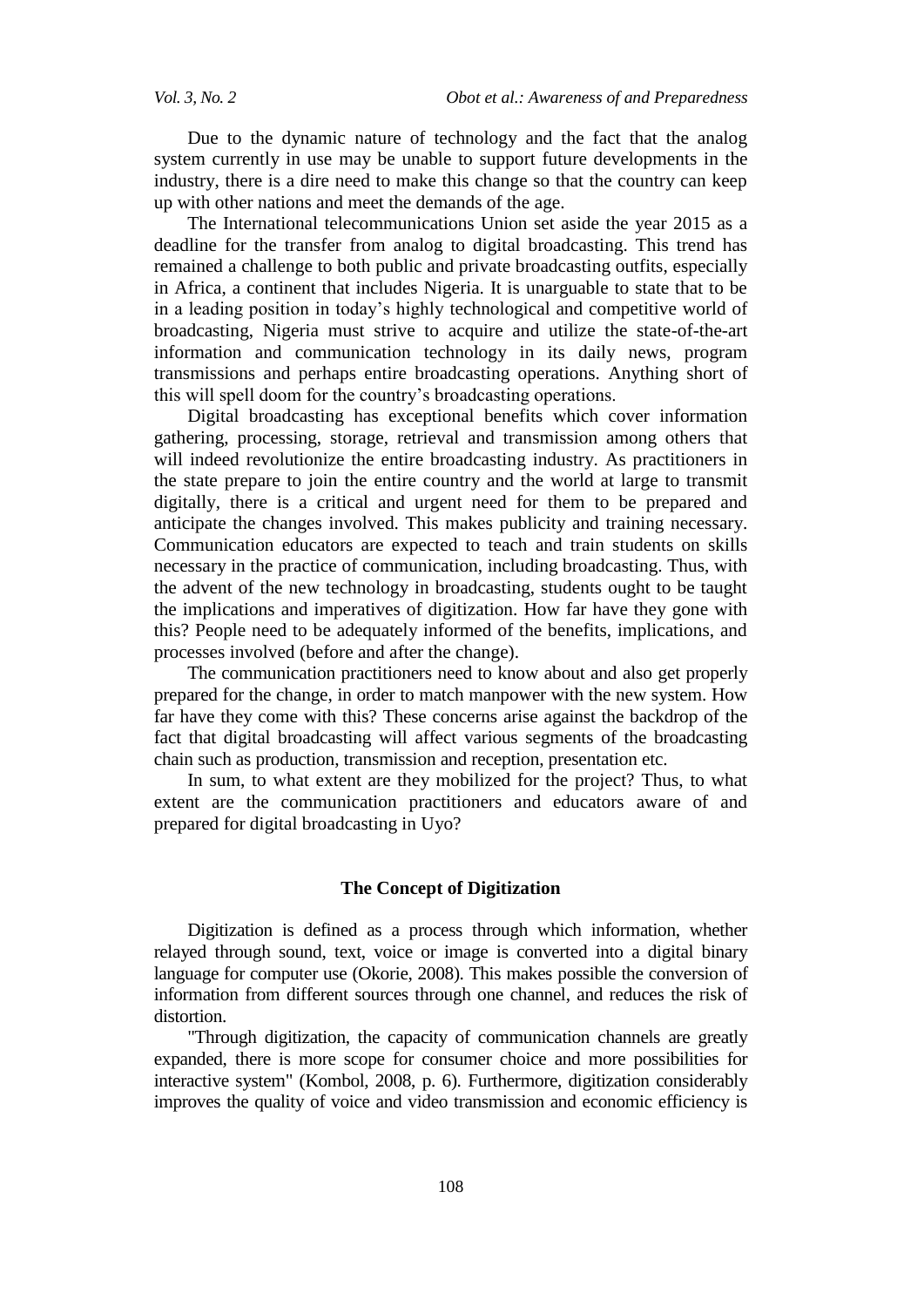Due to the dynamic nature of technology and the fact that the analog system currently in use may be unable to support future developments in the industry, there is a dire need to make this change so that the country can keep up with other nations and meet the demands of the age.

The International telecommunications Union set aside the year 2015 as a deadline for the transfer from analog to digital broadcasting. This trend has remained a challenge to both public and private broadcasting outfits, especially in Africa, a continent that includes Nigeria. It is unarguable to state that to be in a leading position in today's highly technological and competitive world of broadcasting, Nigeria must strive to acquire and utilize the state-of-the-art information and communication technology in its daily news, program transmissions and perhaps entire broadcasting operations. Anything short of this will spell doom for the country's broadcasting operations.

Digital broadcasting has exceptional benefits which cover information gathering, processing, storage, retrieval and transmission among others that will indeed revolutionize the entire broadcasting industry. As practitioners in the state prepare to join the entire country and the world at large to transmit digitally, there is a critical and urgent need for them to be prepared and anticipate the changes involved. This makes publicity and training necessary. Communication educators are expected to teach and train students on skills necessary in the practice of communication, including broadcasting. Thus, with the advent of the new technology in broadcasting, students ought to be taught the implications and imperatives of digitization. How far have they gone with this? People need to be adequately informed of the benefits, implications, and processes involved (before and after the change).

The communication practitioners need to know about and also get properly prepared for the change, in order to match manpower with the new system. How far have they come with this? These concerns arise against the backdrop of the fact that digital broadcasting will affect various segments of the broadcasting chain such as production, transmission and reception, presentation etc.

In sum, to what extent are they mobilized for the project? Thus, to what extent are the communication practitioners and educators aware of and prepared for digital broadcasting in Uyo?

## The Concept of Digitization

Digitization is defined as a process through which information, whether relayed through sound, text, voice or image is converted into a digital binary language for computer use (Okorie, 2008). This makes possible the conversion of information from different sources through one channel, and reduces the risk of distortion.

"Through digitization, the capacity of communication channels are greatly expanded, there is more scope for consumer choice and more possibilities for interactive system" (Kombol, 2008, p. 6). Furthermore, digitization considerably improves the quality of voice and video transmission and economic efficiency is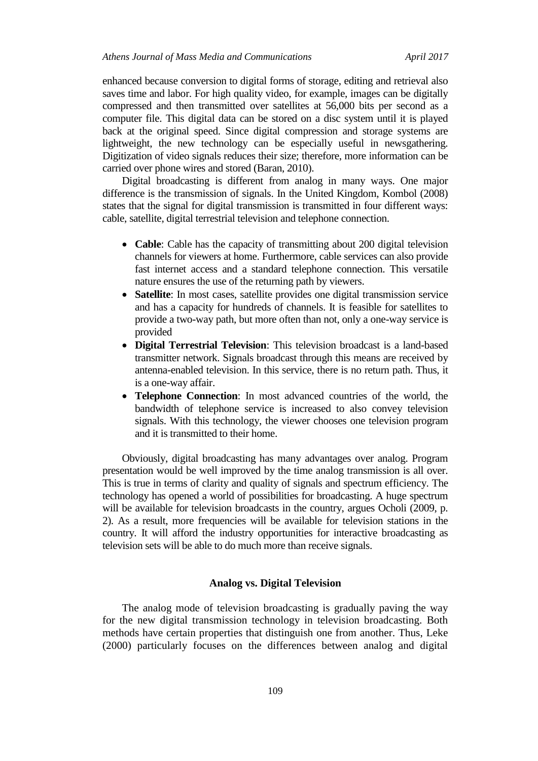enhanced because conversion to digital forms of storage, editing and retrieval also saves time and labor. For high quality video, for example, images can be digitally compressed and then transmitted over satellites at 56,000 bits per second as a computer file. This digital data can be stored on a disc system until it is played back at the original speed. Since digital compression and storage systems are lightweight, the new technology can be especially useful in newsgathering. Digitization of video signals reduces their size; therefore, more information can be carried over phone wires and stored (Baran, 2010).

Digital broadcasting is different from analog in many ways. One major difference is the transmission of signals. In the United Kingdom, Kombol (2008) states that the signal for digital transmission is transmitted in four different ways: cable, satellite, digital terrestrial television and telephone connection.

- **Cable**: Cable has the capacity of transmitting about 200 digital television channels for viewers at home. Furthermore, cable services can also provide fast internet access and a standard telephone connection. This versatile nature ensures the use of the returning path by viewers.
- **Satellite**: In most cases, satellite provides one digital transmission service and has a capacity for hundreds of channels. It is feasible for satellites to provide a two-way path, but more often than not, only a one-way service is provided
- **Digital Terrestrial Television**: This television broadcast is a land-based transmitter network. Signals broadcast through this means are received by antenna-enabled television. In this service, there is no return path. Thus, it is a one-way affair.
- **Telephone Connection**: In most advanced countries of the world, the bandwidth of telephone service is increased to also convey television signals. With this technology, the viewer chooses one television program and it is transmitted to their home.

Obviously, digital broadcasting has many advantages over analog. Program presentation would be well improved by the time analog transmission is all over. This is true in terms of clarity and quality of signals and spectrum efficiency. The technology has opened a world of possibilities for broadcasting. A huge spectrum will be available for television broadcasts in the country, argues Ocholi (2009, p. 2). As a result, more frequencies will be available for television stations in the country. It will afford the industry opportunities for interactive broadcasting as television sets will be able to do much more than receive signals.

## Analog vs. Digital Television

The analog mode of television broadcasting is gradually paving the way for the new digital transmission technology in television broadcasting. Both methods have certain properties that distinguish one from another. Thus, Leke (2000) particularly focuses on the differences between analog and digital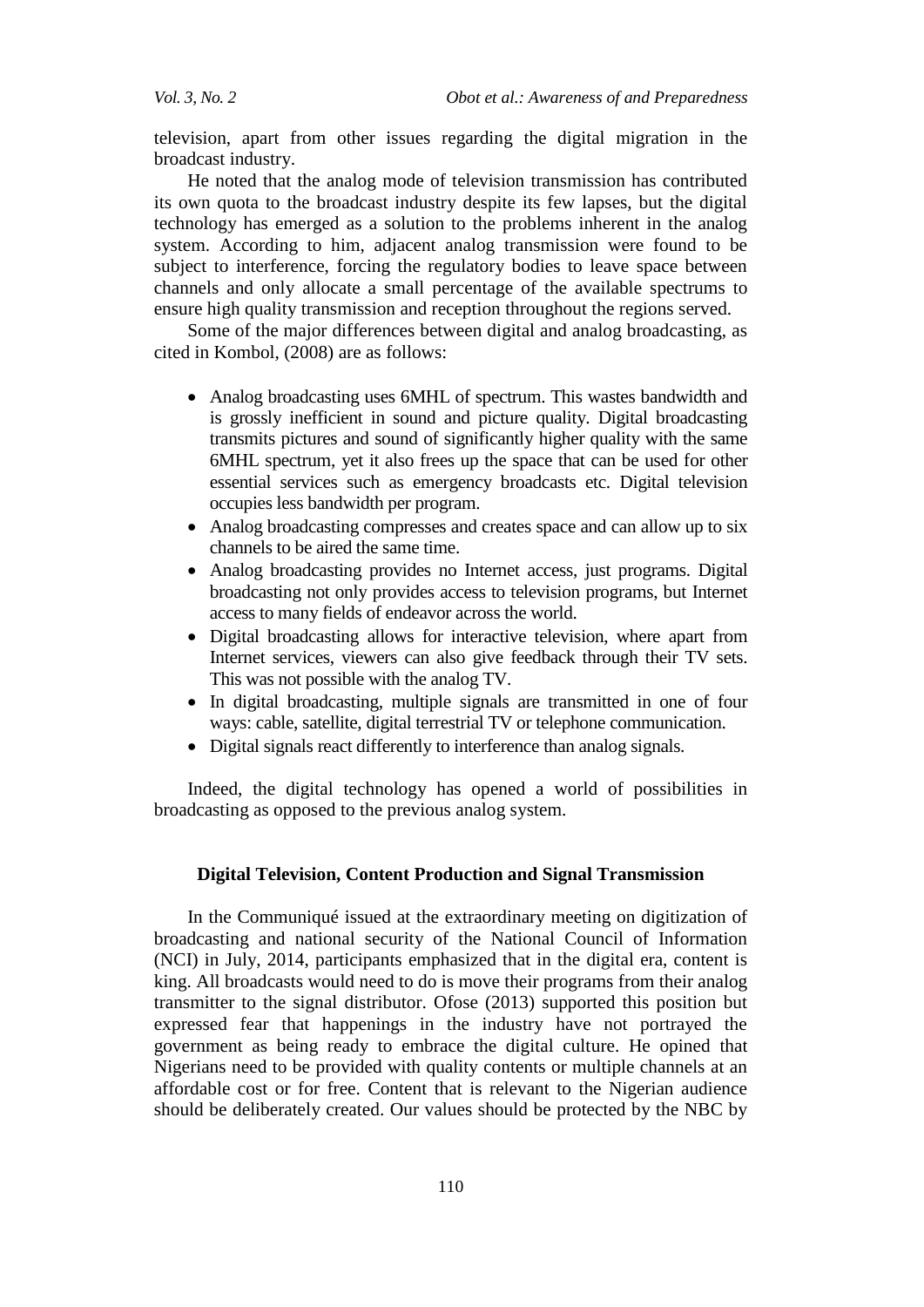television, apart from other issues regarding the digital migration in the broadcast industry.

He noted that the analog mode of television transmission has contributed its own quota to the broadcast industry despite its few lapses, but the digital technology has emerged as a solution to the problems inherent in the analog system. According to him, adjacent analog transmission were found to be subject to interference, forcing the regulatory bodies to leave space between channels and only allocate a small percentage of the available spectrums to ensure high quality transmission and reception throughout the regions served.

Some of the major differences between digital and analog broadcasting, as cited in Kombol, (2008) are as follows:

- Analog broadcasting uses 6MHL of spectrum. This wastes bandwidth and is grossly inefficient in sound and picture quality. Digital broadcasting transmits pictures and sound of significantly higher quality with the same 6MHL spectrum, yet it also frees up the space that can be used for other essential services such as emergency broadcasts etc. Digital television occupies less bandwidth per program.
- Analog broadcasting compresses and creates space and can allow up to six channels to be aired the same time.
- Analog broadcasting provides no Internet access, just programs. Digital broadcasting not only provides access to television programs, but Internet access to many fields of endeavor across the world.
- Digital broadcasting allows for interactive television, where apart from Internet services, viewers can also give feedback through their TV sets. This was not possible with the analog TV.
- In digital broadcasting, multiple signals are transmitted in one of four ways: cable, satellite, digital terrestrial TV or telephone communication.
- Digital signals react differently to interference than analog signals.

Indeed, the digital technology has opened a world of possibilities in broadcasting as opposed to the previous analog system.

## Digital Television, Content Production and Signal Transmission

In the Communiqué issued at the extraordinary meeting on digitization of broadcasting and national security of the National Council of Information (NCI) in July, 2014, participants emphasized that in the digital era, content is king. All broadcasts would need to do is move their programs from their analog transmitter to the signal distributor. Ofose (2013) supported this position but expressed fear that happenings in the industry have not portrayed the government as being ready to embrace the digital culture. He opined that Nigerians need to be provided with quality contents or multiple channels at an affordable cost or for free. Content that is relevant to the Nigerian audience should be deliberately created. Our values should be protected by the NBC by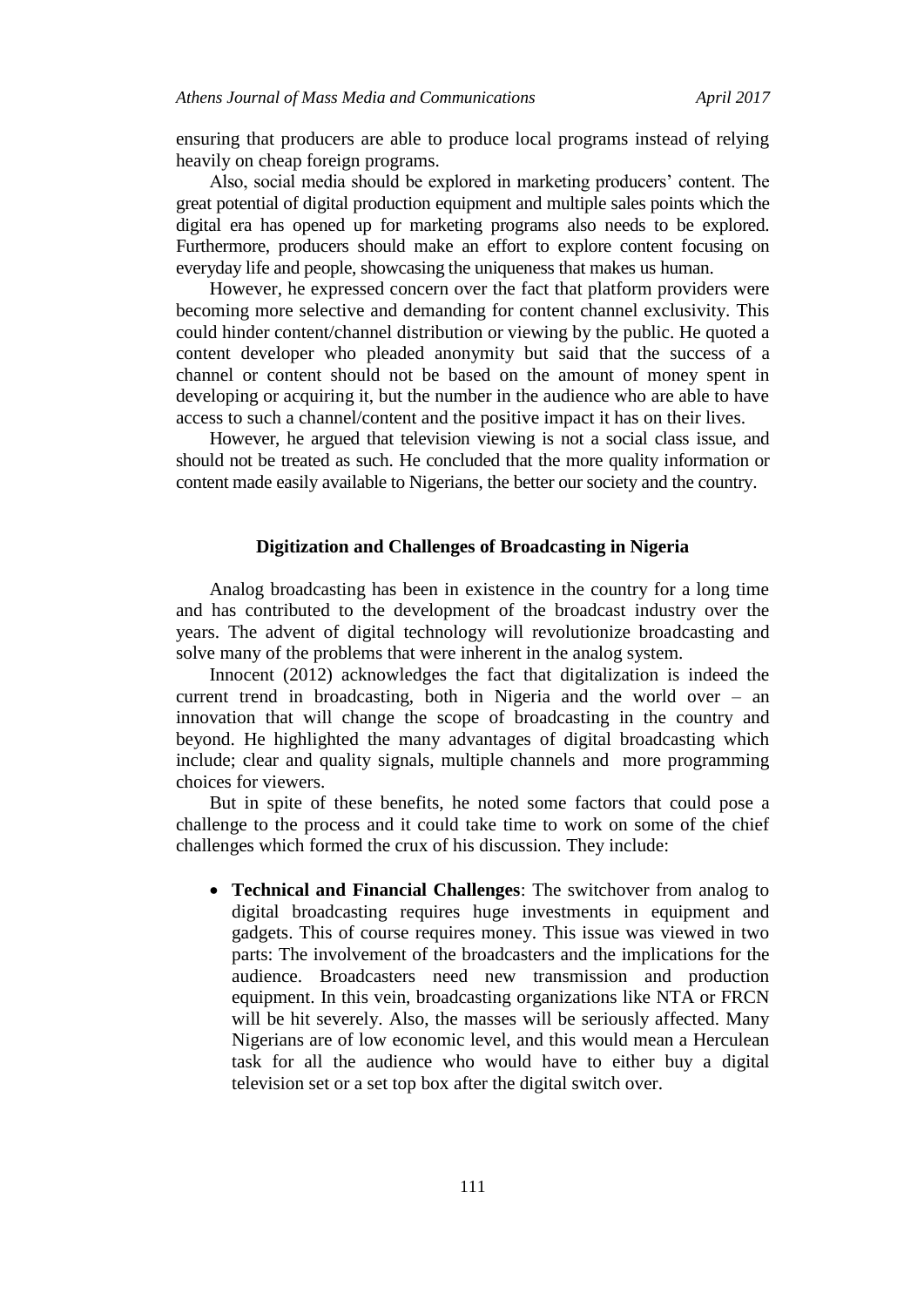ensuring that producers are able to produce local programs instead of relying heavily on cheap foreign programs.

Also, social media should be explored in marketing producers' content. The great potential of digital production equipment and multiple sales points which the digital era has opened up for marketing programs also needs to be explored. Furthermore, producers should make an effort to explore content focusing on everyday life and people, showcasing the uniqueness that makes us human.

However, he expressed concern over the fact that platform providers were becoming more selective and demanding for content channel exclusivity. This could hinder content/channel distribution or viewing by the public. He quoted a content developer who pleaded anonymity but said that the success of a channel or content should not be based on the amount of money spent in developing or acquiring it, but the number in the audience who are able to have access to such a channel/content and the positive impact it has on their lives.

However, he argued that television viewing is not a social class issue, and should not be treated as such. He concluded that the more quality information or content made easily available to Nigerians, the better our society and the country.

## Digitization and Challenges of Broadcasting in Nigeria

Analog broadcasting has been in existence in the country for a long time and has contributed to the development of the broadcast industry over the years. The advent of digital technology will revolutionize broadcasting and solve many of the problems that were inherent in the analog system.

Innocent (2012) acknowledges the fact that digitalization is indeed the current trend in broadcasting, both in Nigeria and the world over – an innovation that will change the scope of broadcasting in the country and beyond. He highlighted the many advantages of digital broadcasting which include; clear and quality signals, multiple channels and more programming choices for viewers.

But in spite of these benefits, he noted some factors that could pose a challenge to the process and it could take time to work on some of the chief challenges which formed the crux of his discussion. They include:

- **Technical and Financial Challenges**: The switchover from analog to digital broadcasting requires huge investments in equipment and gadgets. This of course requires money. This issue was viewed in two parts: The involvement of the broadcasters and the implications for the audience. Broadcasters need new transmission and production equipment. In this vein, broadcasting organizations like NTA or FRCN will be hit severely. Also, the masses will be seriously affected. Many Nigerians are of low economic level, and this would mean a Herculean task for all the audience who would have to either buy a digital television set or a set top box after the digital switch over.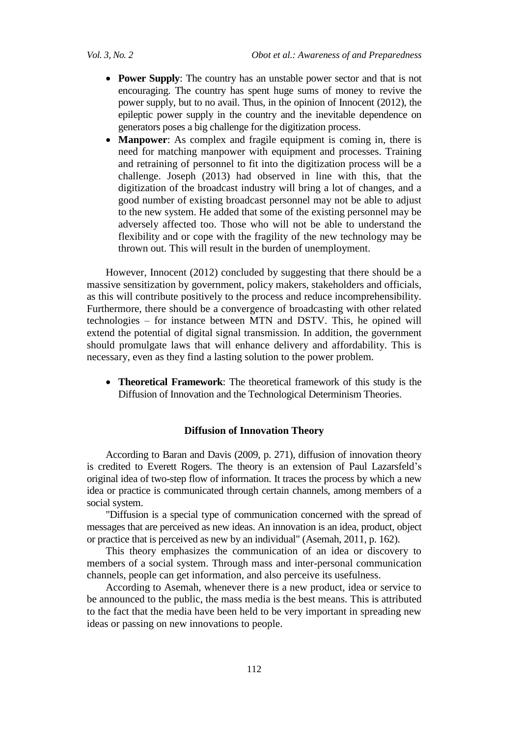- **Power Supply**: The country has an unstable power sector and that is not encouraging. The country has spent huge sums of money to revive the power supply, but to no avail. Thus, in the opinion of Innocent (2012), the epileptic power supply in the country and the inevitable dependence on generators poses a big challenge for the digitization process.
- **Manpower**: As complex and fragile equipment is coming in, there is need for matching manpower with equipment and processes. Training and retraining of personnel to fit into the digitization process will be a challenge. Joseph (2013) had observed in line with this, that the digitization of the broadcast industry will bring a lot of changes, and a good number of existing broadcast personnel may not be able to adjust to the new system. He added that some of the existing personnel may be adversely affected too. Those who will not be able to understand the flexibility and or cope with the fragility of the new technology may be thrown out. This will result in the burden of unemployment.

However, Innocent (2012) concluded by suggesting that there should be a massive sensitization by government, policy makers, stakeholders and officials, as this will contribute positively to the process and reduce incomprehensibility. Furthermore, there should be a convergence of broadcasting with other related technologies – for instance between MTN and DSTV. This, he opined will extend the potential of digital signal transmission. In addition, the government should promulgate laws that will enhance delivery and affordability. This is necessary, even as they find a lasting solution to the power problem.

- **Theoretical Framework**: The theoretical framework of this study is the Diffusion of Innovation and the Technological Determinism Theories.

### Diffusion of Innovation Theory

According to Baran and Davis (2009, p. 271), diffusion of innovation theory is credited to Everett Rogers. The theory is an extension of Paul Lazarsfeld's original idea of two-step flow of information. It traces the process by which a new idea or practice is communicated through certain channels, among members of a social system.

"Diffusion is a special type of communication concerned with the spread of messages that are perceived as new ideas. An innovation is an idea, product, object or practice that is perceived as new by an individual" (Asemah, 2011, p. 162).

This theory emphasizes the communication of an idea or discovery to members of a social system. Through mass and inter-personal communication channels, people can get information, and also perceive its usefulness.

According to Asemah, whenever there is a new product, idea or service to be announced to the public, the mass media is the best means. This is attributed to the fact that the media have been held to be very important in spreading new ideas or passing on new innovations to people.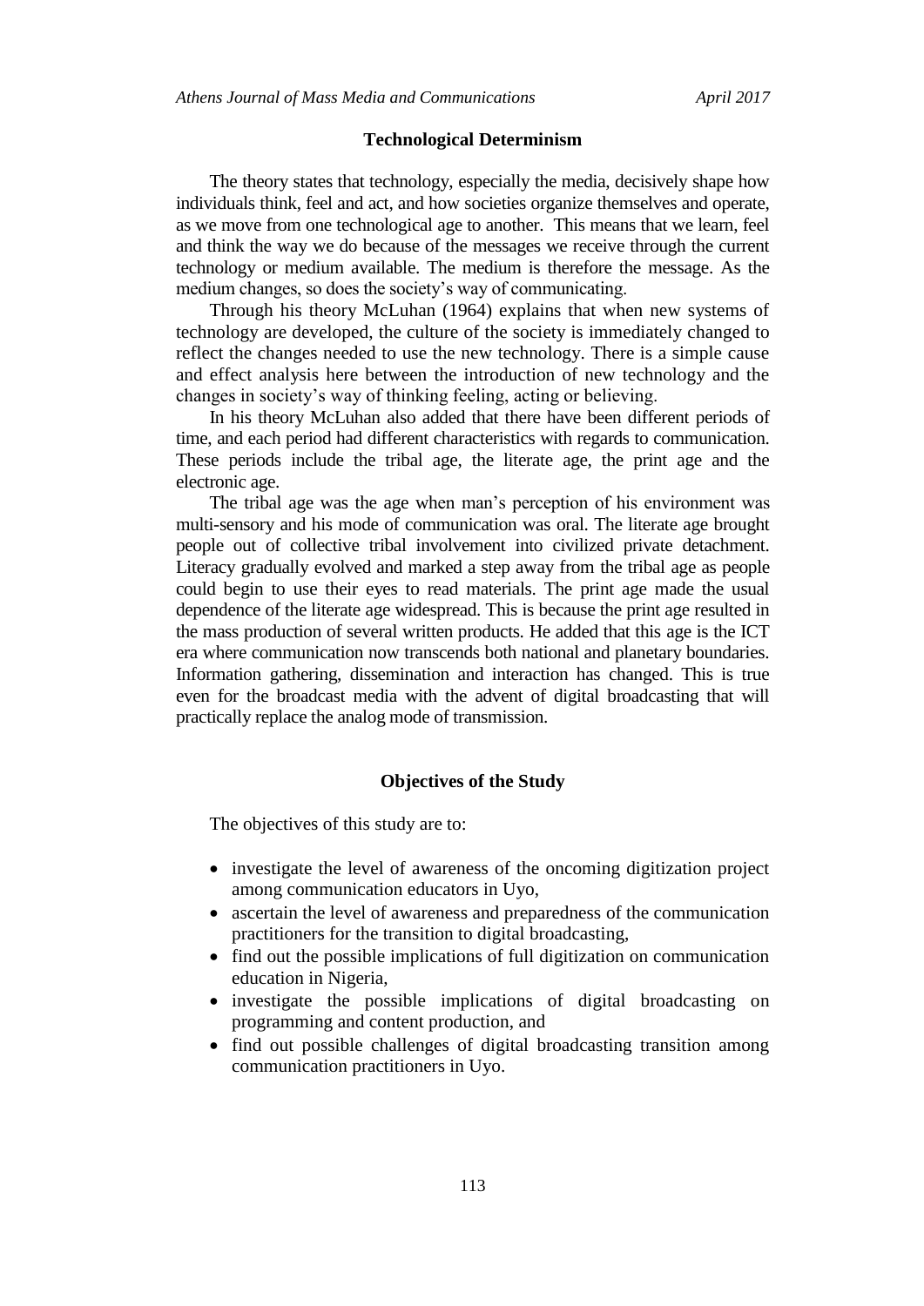## Technological Determinism

The theory states that technology, especially the media, decisively shape how individuals think, feel and act, and how societies organize themselves and operate, as we move from one technological age to another. This means that we learn, feel and think the way we do because of the messages we receive through the current technology or medium available. The medium is therefore the message. As the medium changes, so does the society's way of communicating.

Through his theory McLuhan (1964) explains that when new systems of technology are developed, the culture of the society is immediately changed to reflect the changes needed to use the new technology. There is a simple cause and effect analysis here between the introduction of new technology and the changes in society's way of thinking feeling, acting or believing.

In his theory McLuhan also added that there have been different periods of time, and each period had different characteristics with regards to communication. These periods include the tribal age, the literate age, the print age and the electronic age.

The tribal age was the age when man's perception of his environment was multi-sensory and his mode of communication was oral. The literate age brought people out of collective tribal involvement into civilized private detachment. Literacy gradually evolved and marked a step away from the tribal age as people could begin to use their eyes to read materials. The print age made the usual dependence of the literate age widespread. This is because the print age resulted in the mass production of several written products. He added that this age is the ICT era where communication now transcends both national and planetary boundaries. Information gathering, dissemination and interaction has changed. This is true even for the broadcast media with the advent of digital broadcasting that will practically replace the analog mode of transmission.

## Objectives of the Study

The objectives of this study are to:

- investigate the level of awareness of the oncoming digitization project among communication educators in Uyo,
- ascertain the level of awareness and preparedness of the communication practitioners for the transition to digital broadcasting,
- find out the possible implications of full digitization on communication education in Nigeria,
- investigate the possible implications of digital broadcasting on programming and content production, and
- find out possible challenges of digital broadcasting transition among communication practitioners in Uyo.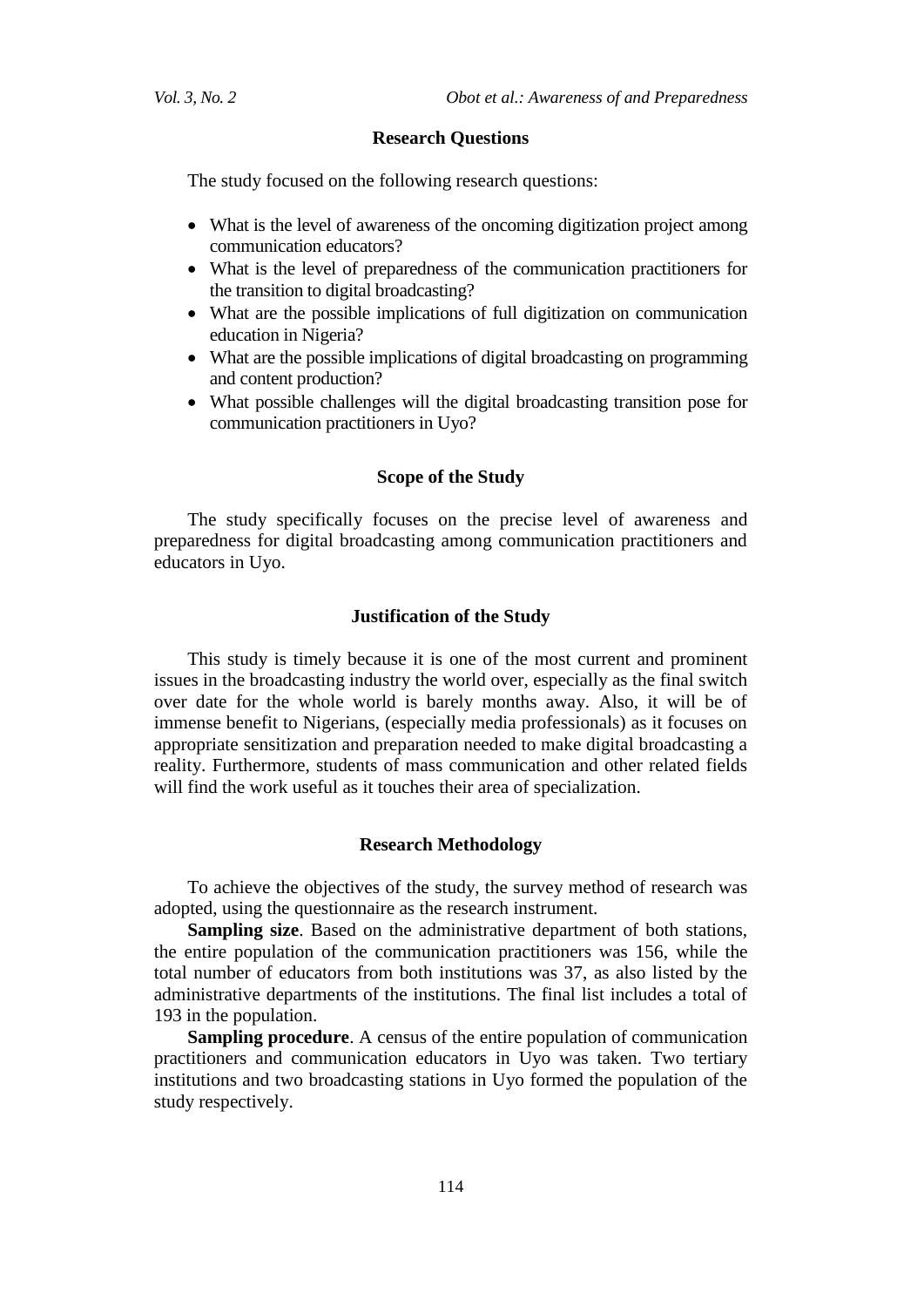## Research Questions

The study focused on the following research questions:

- What is the level of awareness of the oncoming digitization project among communication educators?
- What is the level of preparedness of the communication practitioners for the transition to digital broadcasting?
- What are the possible implications of full digitization on communication education in Nigeria?
- What are the possible implications of digital broadcasting on programming and content production?
- What possible challenges will the digital broadcasting transition pose for communication practitioners in Uyo?

## Scope of the Study

The study specifically focuses on the precise level of awareness and preparedness for digital broadcasting among communication practitioners and educators in Uyo.

## Justification of the Study

This study is timely because it is one of the most current and prominent issues in the broadcasting industry the world over, especially as the final switch over date for the whole world is barely months away. Also, it will be of immense benefit to Nigerians, (especially media professionals) as it focuses on appropriate sensitization and preparation needed to make digital broadcasting a reality. Furthermore, students of mass communication and other related fields will find the work useful as it touches their area of specialization.

## Research Methodology

To achieve the objectives of the study, the survey method of research was adopted, using the questionnaire as the research instrument.

**Sampling size**. Based on the administrative department of both stations, the entire population of the communication practitioners was 156, while the total number of educators from both institutions was 37, as also listed by the administrative departments of the institutions. The final list includes a total of 193 in the population.

**Sampling procedure**. A census of the entire population of communication practitioners and communication educators in Uyo was taken. Two tertiary institutions and two broadcasting stations in Uyo formed the population of the study respectively.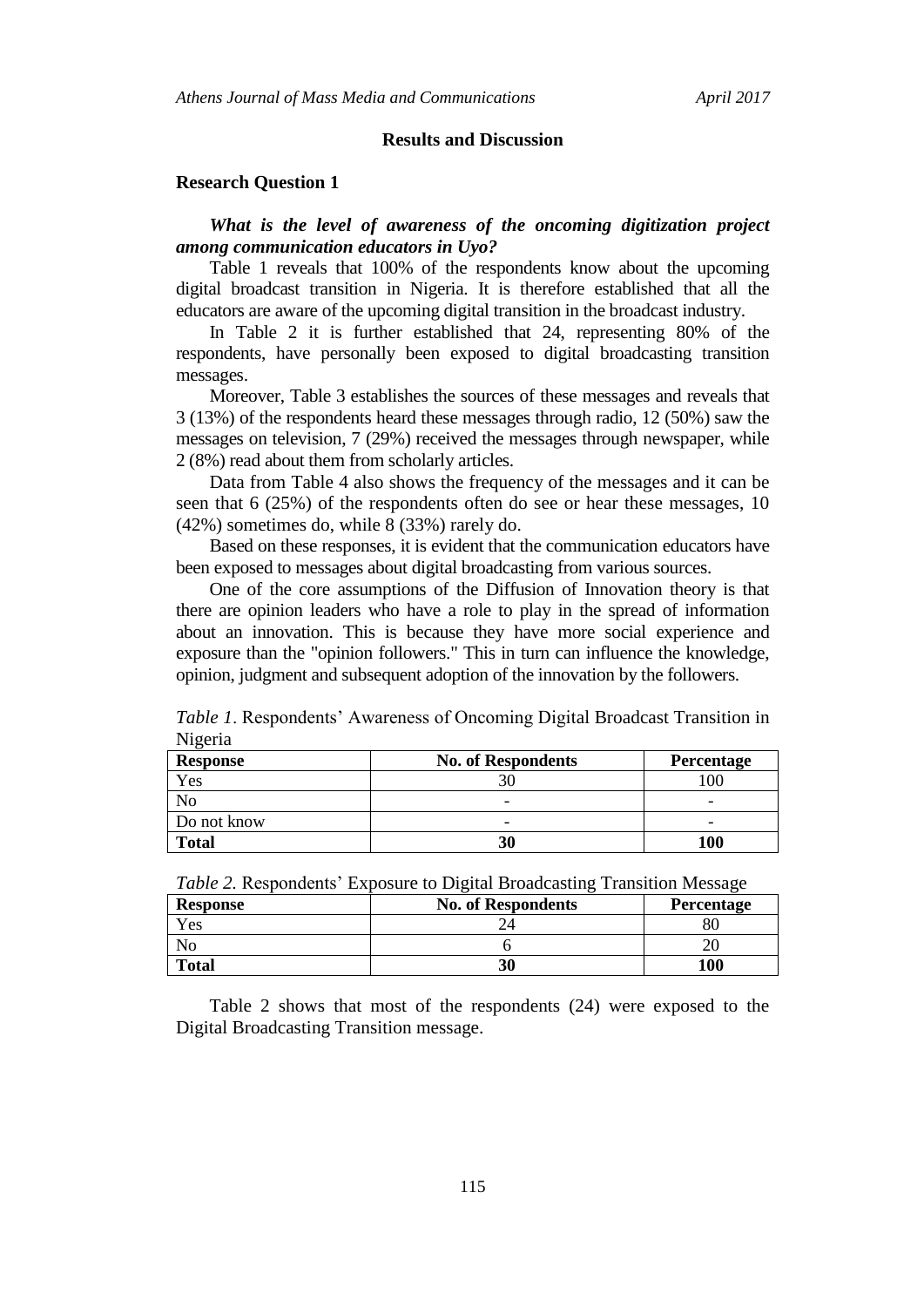## Results and Discussion

### Research Question 1

***What is the level of awareness of the oncoming digitization project among communication educators in Uyo?***

Table 1 reveals that 100% of the respondents know about the upcoming digital broadcast transition in Nigeria. It is therefore established that all the educators are aware of the upcoming digital transition in the broadcast industry.

In Table 2 it is further established that 24, representing 80% of the respondents, have personally been exposed to digital broadcasting transition messages.

Moreover, Table 3 establishes the sources of these messages and reveals that 3 (13%) of the respondents heard these messages through radio, 12 (50%) saw the messages on television, 7 (29%) received the messages through newspaper, while 2 (8%) read about them from scholarly articles.

Data from Table 4 also shows the frequency of the messages and it can be seen that 6 (25%) of the respondents often do see or hear these messages, 10 (42%) sometimes do, while 8 (33%) rarely do.

Based on these responses, it is evident that the communication educators have been exposed to messages about digital broadcasting from various sources.

One of the core assumptions of the Diffusion of Innovation theory is that there are opinion leaders who have a role to play in the spread of information about an innovation. This is because they have more social experience and exposure than the "opinion followers." This in turn can influence the knowledge, opinion, judgment and subsequent adoption of the innovation by the followers.

*Table 1*. Respondents' Awareness of Oncoming Digital Broadcast Transition in Nigeria

| Response | No. of Respondents | Percentage |
|---|---|---|
| Yes | 30 | 100 |
| No | - | - |
| Do not know | - | - |
| **Total** | **30** | **100** |

*Table 2.* Respondents' Exposure to Digital Broadcasting Transition Message

| Response | No. of Respondents | Percentage |
|---|---|---|
| Yes | 24 | 80 |
| No | 6 | 20 |
| **Total** | **30** | **100** |

Table 2 shows that most of the respondents (24) were exposed to the Digital Broadcasting Transition message.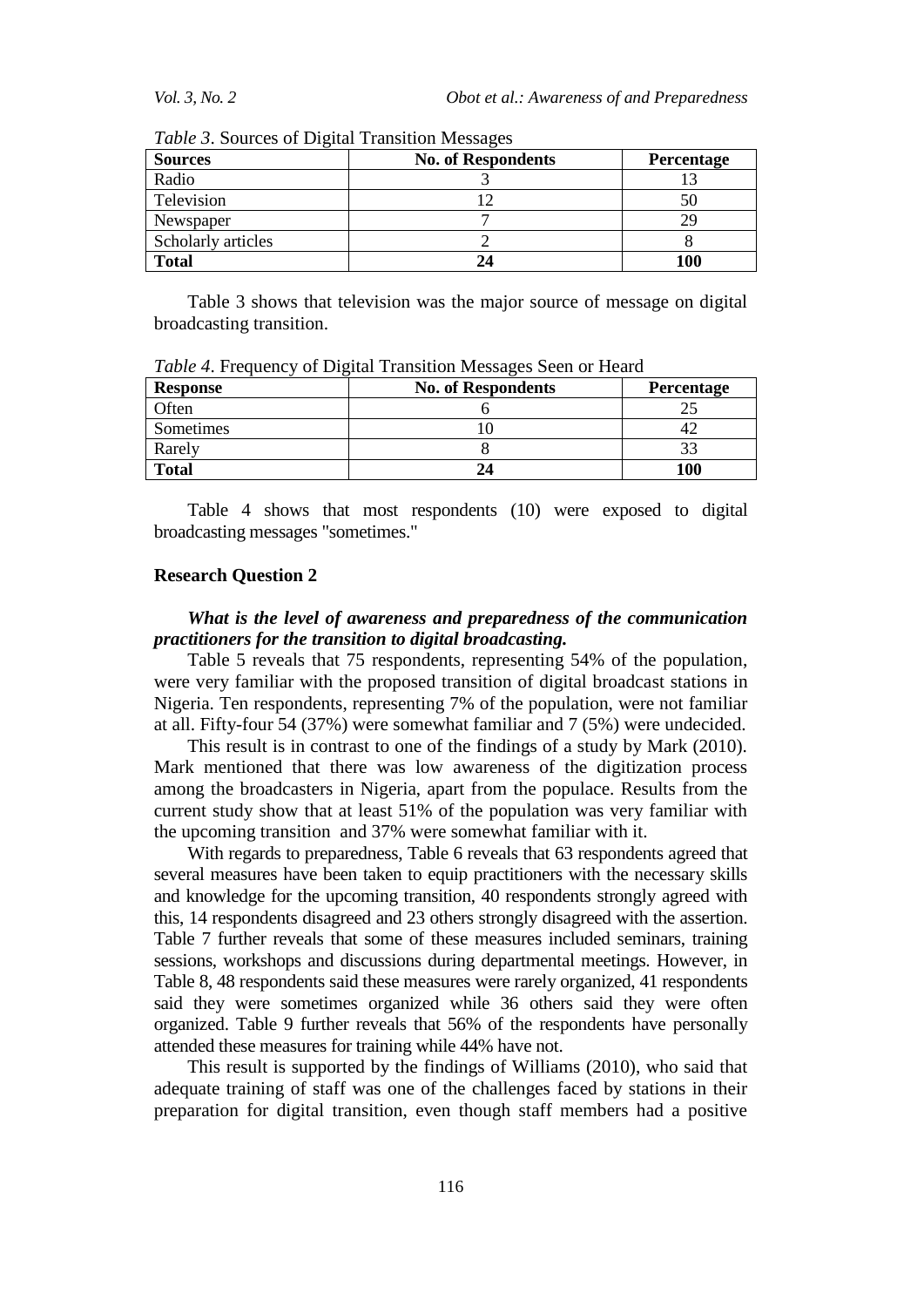*Table 3*. Sources of Digital Transition Messages

| Sources | No. of Respondents | Percentage |
|---|---|---|
| Radio | 3 | 13 |
| Television | 12 | 50 |
| Newspaper | 7 | 29 |
| Scholarly articles | 2 | 8 |
| **Total** | **24** | **100** |

Table 3 shows that television was the major source of message on digital broadcasting transition.

*Table 4*. Frequency of Digital Transition Messages Seen or Heard

| Response | No. of Respondents | Percentage |
|---|---|---|
| Often | 6 | 25 |
| Sometimes | 10 | 42 |
| Rarely | 8 | 33 |
| **Total** | **24** | **100** |

Table 4 shows that most respondents (10) were exposed to digital broadcasting messages "sometimes."

### Research Question 2

***What is the level of awareness and preparedness of the communication practitioners for the transition to digital broadcasting.***

Table 5 reveals that 75 respondents, representing 54% of the population, were very familiar with the proposed transition of digital broadcast stations in Nigeria. Ten respondents, representing 7% of the population, were not familiar at all. Fifty-four 54 (37%) were somewhat familiar and 7 (5%) were undecided.

This result is in contrast to one of the findings of a study by Mark (2010). Mark mentioned that there was low awareness of the digitization process among the broadcasters in Nigeria, apart from the populace. Results from the current study show that at least 51% of the population was very familiar with the upcoming transition and 37% were somewhat familiar with it.

With regards to preparedness, Table 6 reveals that 63 respondents agreed that several measures have been taken to equip practitioners with the necessary skills and knowledge for the upcoming transition, 40 respondents strongly agreed with this, 14 respondents disagreed and 23 others strongly disagreed with the assertion. Table 7 further reveals that some of these measures included seminars, training sessions, workshops and discussions during departmental meetings. However, in Table 8, 48 respondents said these measures were rarely organized, 41 respondents said they were sometimes organized while 36 others said they were often organized. Table 9 further reveals that 56% of the respondents have personally attended these measures for training while 44% have not.

This result is supported by the findings of Williams (2010), who said that adequate training of staff was one of the challenges faced by stations in their preparation for digital transition, even though staff members had a positive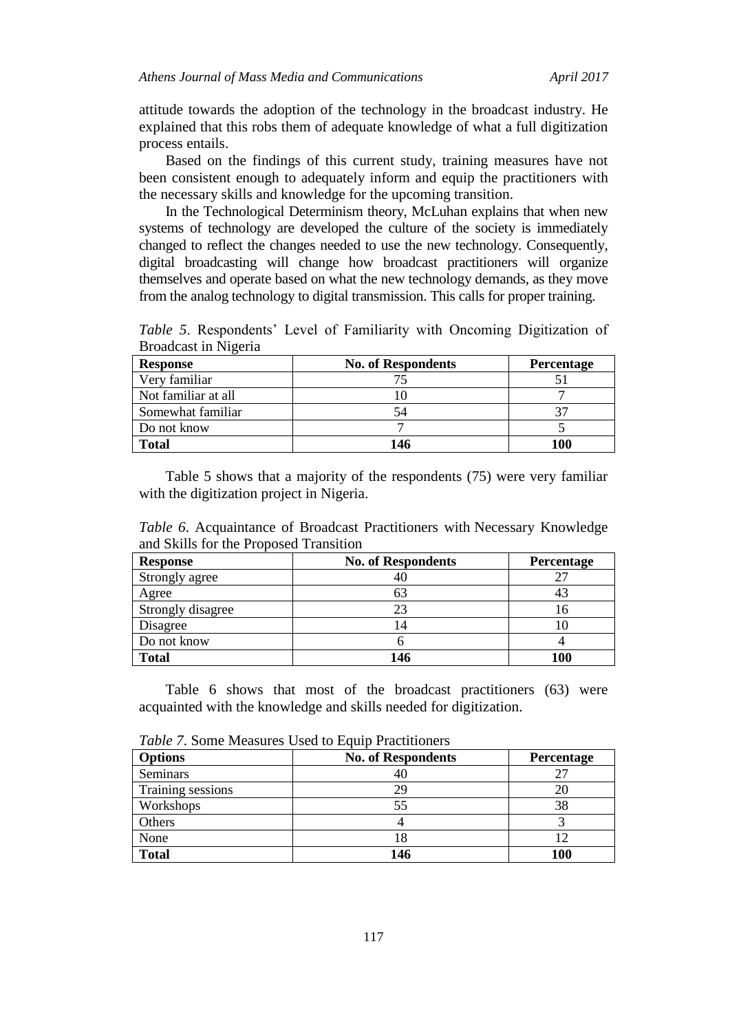attitude towards the adoption of the technology in the broadcast industry. He explained that this robs them of adequate knowledge of what a full digitization process entails.

Based on the findings of this current study, training measures have not been consistent enough to adequately inform and equip the practitioners with the necessary skills and knowledge for the upcoming transition.

In the Technological Determinism theory, McLuhan explains that when new systems of technology are developed the culture of the society is immediately changed to reflect the changes needed to use the new technology. Consequently, digital broadcasting will change how broadcast practitioners will organize themselves and operate based on what the new technology demands, as they move from the analog technology to digital transmission. This calls for proper training.

*Table 5*. Respondents' Level of Familiarity with Oncoming Digitization of Broadcast in Nigeria

| Response | No. of Respondents | Percentage |
|---|---|---|
| Very familiar | 75 | 51 |
| Not familiar at all | 10 | 7 |
| Somewhat familiar | 54 | 37 |
| Do not know | 7 | 5 |
| **Total** | **146** | **100** |

Table 5 shows that a majority of the respondents (75) were very familiar with the digitization project in Nigeria.

*Table 6*. Acquaintance of Broadcast Practitioners with Necessary Knowledge and Skills for the Proposed Transition

| Response | No. of Respondents | Percentage |
|---|---|---|
| Strongly agree | 40 | 27 |
| Agree | 63 | 43 |
| Strongly disagree | 23 | 16 |
| Disagree | 14 | 10 |
| Do not know | 6 | 4 |
| **Total** | **146** | **100** |

Table 6 shows that most of the broadcast practitioners (63) were acquainted with the knowledge and skills needed for digitization.

*Table 7*. Some Measures Used to Equip Practitioners

| Options | No. of Respondents | Percentage |
|---|---|---|
| Seminars | 40 | 27 |
| Training sessions | 29 | 20 |
| Workshops | 55 | 38 |
| Others | 4 | 3 |
| None | 18 | 12 |
| **Total** | **146** | **100** |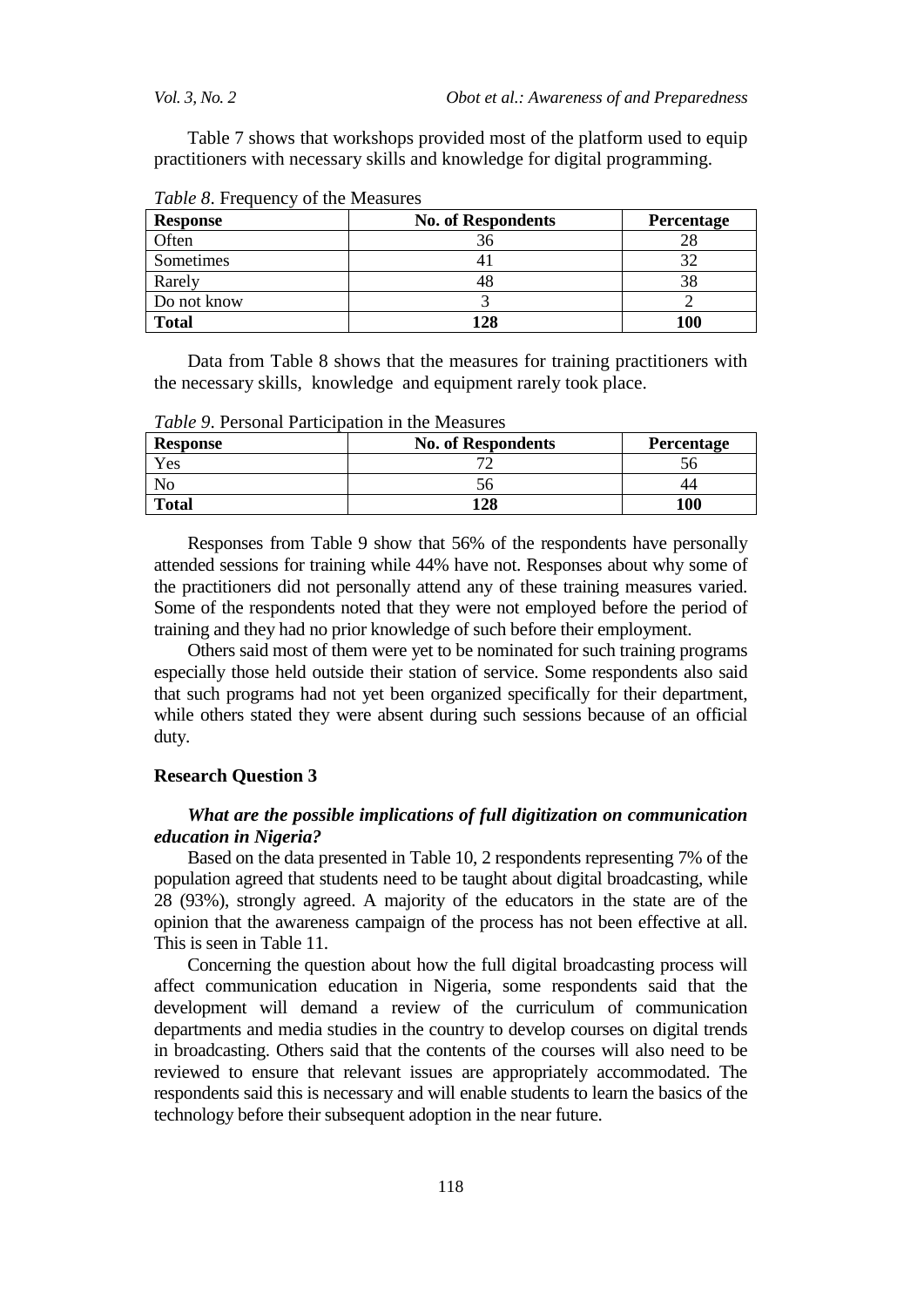Table 7 shows that workshops provided most of the platform used to equip practitioners with necessary skills and knowledge for digital programming.

*Table 8*. Frequency of the Measures

| Response | No. of Respondents | Percentage |
|---|---|---|
| Often | 36 | 28 |
| Sometimes | 41 | 32 |
| Rarely | 48 | 38 |
| Do not know | 3 | 2 |
| **Total** | **128** | **100** |

Data from Table 8 shows that the measures for training practitioners with the necessary skills, knowledge and equipment rarely took place.

*Table 9*. Personal Participation in the Measures

| Response | No. of Respondents | Percentage |
|---|---|---|
| Yes | 72 | 56 |
| No | 56 | 44 |
| **Total** | **128** | **100** |

Responses from Table 9 show that 56% of the respondents have personally attended sessions for training while 44% have not. Responses about why some of the practitioners did not personally attend any of these training measures varied. Some of the respondents noted that they were not employed before the period of training and they had no prior knowledge of such before their employment.

Others said most of them were yet to be nominated for such training programs especially those held outside their station of service. Some respondents also said that such programs had not yet been organized specifically for their department, while others stated they were absent during such sessions because of an official duty.

### Research Question 3

***What are the possible implications of full digitization on communication education in Nigeria?***

Based on the data presented in Table 10, 2 respondents representing 7% of the population agreed that students need to be taught about digital broadcasting, while 28 (93%), strongly agreed. A majority of the educators in the state are of the opinion that the awareness campaign of the process has not been effective at all. This is seen in Table 11.

Concerning the question about how the full digital broadcasting process will affect communication education in Nigeria, some respondents said that the development will demand a review of the curriculum of communication departments and media studies in the country to develop courses on digital trends in broadcasting. Others said that the contents of the courses will also need to be reviewed to ensure that relevant issues are appropriately accommodated. The respondents said this is necessary and will enable students to learn the basics of the technology before their subsequent adoption in the near future.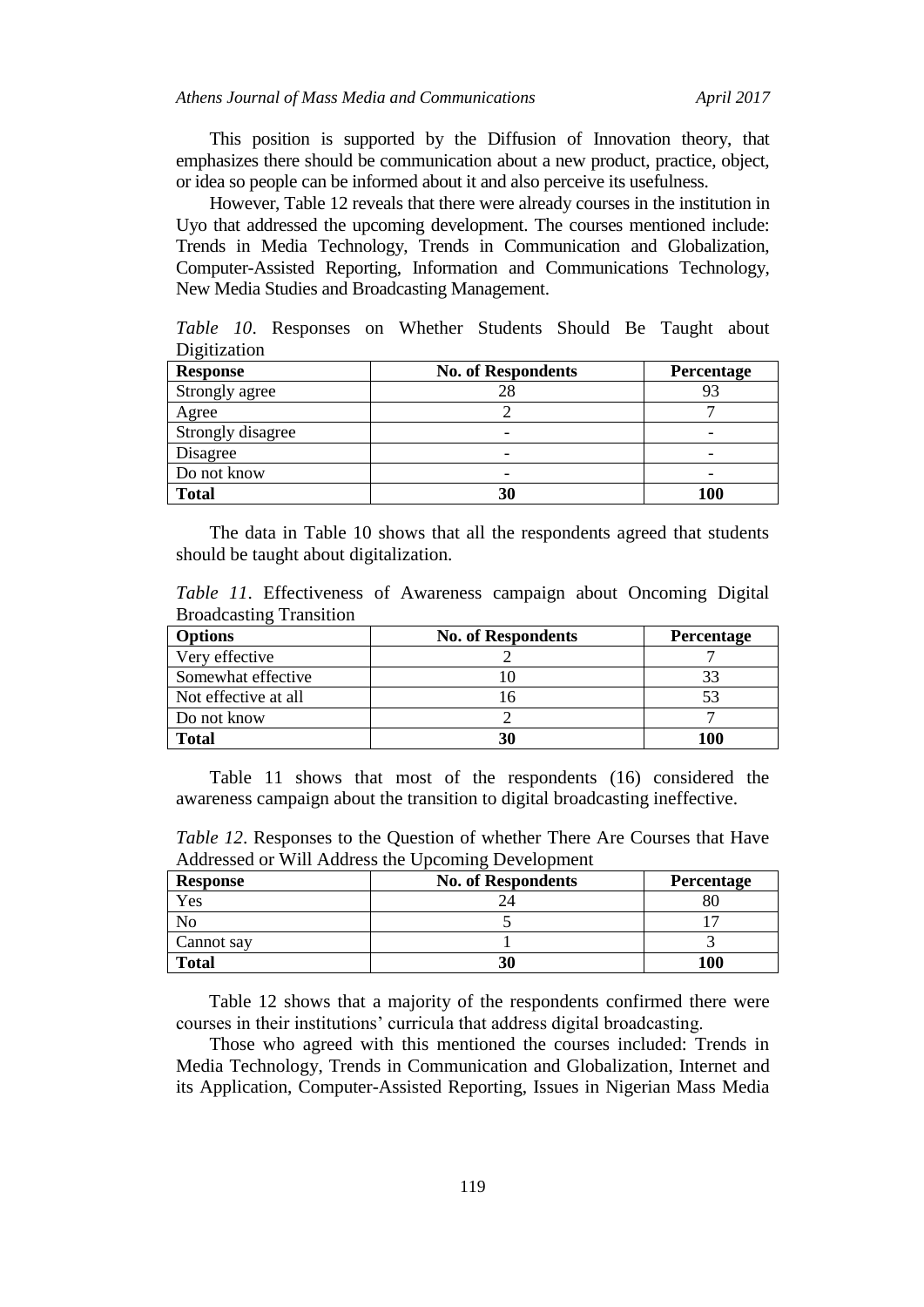This position is supported by the Diffusion of Innovation theory, that emphasizes there should be communication about a new product, practice, object, or idea so people can be informed about it and also perceive its usefulness.

However, Table 12 reveals that there were already courses in the institution in Uyo that addressed the upcoming development. The courses mentioned include: Trends in Media Technology, Trends in Communication and Globalization, Computer-Assisted Reporting, Information and Communications Technology, New Media Studies and Broadcasting Management.

*Table 10*. Responses on Whether Students Should Be Taught about Digitization

| Response | No. of Respondents | Percentage |
|---|---|---|
| Strongly agree | 28 | 93 |
| Agree | 2 | 7 |
| Strongly disagree | - | - |
| Disagree | - | - |
| Do not know | - | - |
| **Total** | **30** | **100** |

The data in Table 10 shows that all the respondents agreed that students should be taught about digitalization.

*Table 11*. Effectiveness of Awareness campaign about Oncoming Digital Broadcasting Transition

| Options | No. of Respondents | Percentage |
|---|---|---|
| Very effective | 2 | 7 |
| Somewhat effective | 10 | 33 |
| Not effective at all | 16 | 53 |
| Do not know | 2 | 7 |
| **Total** | **30** | **100** |

Table 11 shows that most of the respondents (16) considered the awareness campaign about the transition to digital broadcasting ineffective.

*Table 12*. Responses to the Question of whether There Are Courses that Have Addressed or Will Address the Upcoming Development

| Response | No. of Respondents | Percentage |
|---|---|---|
| Yes | 24 | 80 |
| No | 5 | 17 |
| Cannot say | 1 | 3 |
| **Total** | **30** | **100** |

Table 12 shows that a majority of the respondents confirmed there were courses in their institutions' curricula that address digital broadcasting.

Those who agreed with this mentioned the courses included: Trends in Media Technology, Trends in Communication and Globalization, Internet and its Application, Computer-Assisted Reporting, Issues in Nigerian Mass Media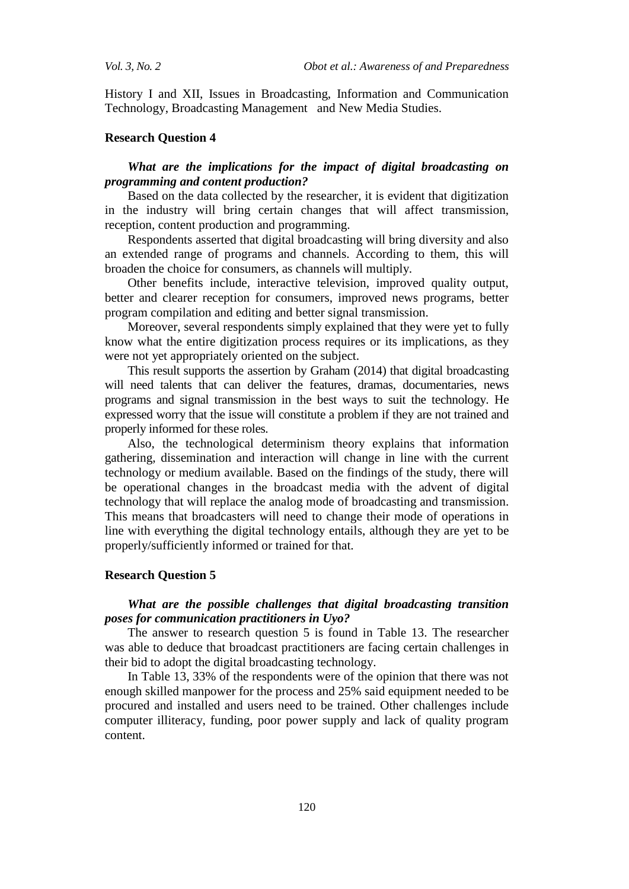History I and XII, Issues in Broadcasting, Information and Communication Technology, Broadcasting Management and New Media Studies.

**Research Question 4**

***What are the implications for the impact of digital broadcasting on programming and content production?***

Based on the data collected by the researcher, it is evident that digitization in the industry will bring certain changes that will affect transmission, reception, content production and programming.

Respondents asserted that digital broadcasting will bring diversity and also an extended range of programs and channels. According to them, this will broaden the choice for consumers, as channels will multiply.

Other benefits include, interactive television, improved quality output, better and clearer reception for consumers, improved news programs, better program compilation and editing and better signal transmission.

Moreover, several respondents simply explained that they were yet to fully know what the entire digitization process requires or its implications, as they were not yet appropriately oriented on the subject.

This result supports the assertion by Graham (2014) that digital broadcasting will need talents that can deliver the features, dramas, documentaries, news programs and signal transmission in the best ways to suit the technology. He expressed worry that the issue will constitute a problem if they are not trained and properly informed for these roles.

Also, the technological determinism theory explains that information gathering, dissemination and interaction will change in line with the current technology or medium available. Based on the findings of the study, there will be operational changes in the broadcast media with the advent of digital technology that will replace the analog mode of broadcasting and transmission. This means that broadcasters will need to change their mode of operations in line with everything the digital technology entails, although they are yet to be properly/sufficiently informed or trained for that.

**Research Question 5**

***What are the possible challenges that digital broadcasting transition poses for communication practitioners in Uyo?***

The answer to research question 5 is found in Table 13. The researcher was able to deduce that broadcast practitioners are facing certain challenges in their bid to adopt the digital broadcasting technology.

In Table 13, 33% of the respondents were of the opinion that there was not enough skilled manpower for the process and 25% said equipment needed to be procured and installed and users need to be trained. Other challenges include computer illiteracy, funding, poor power supply and lack of quality program content.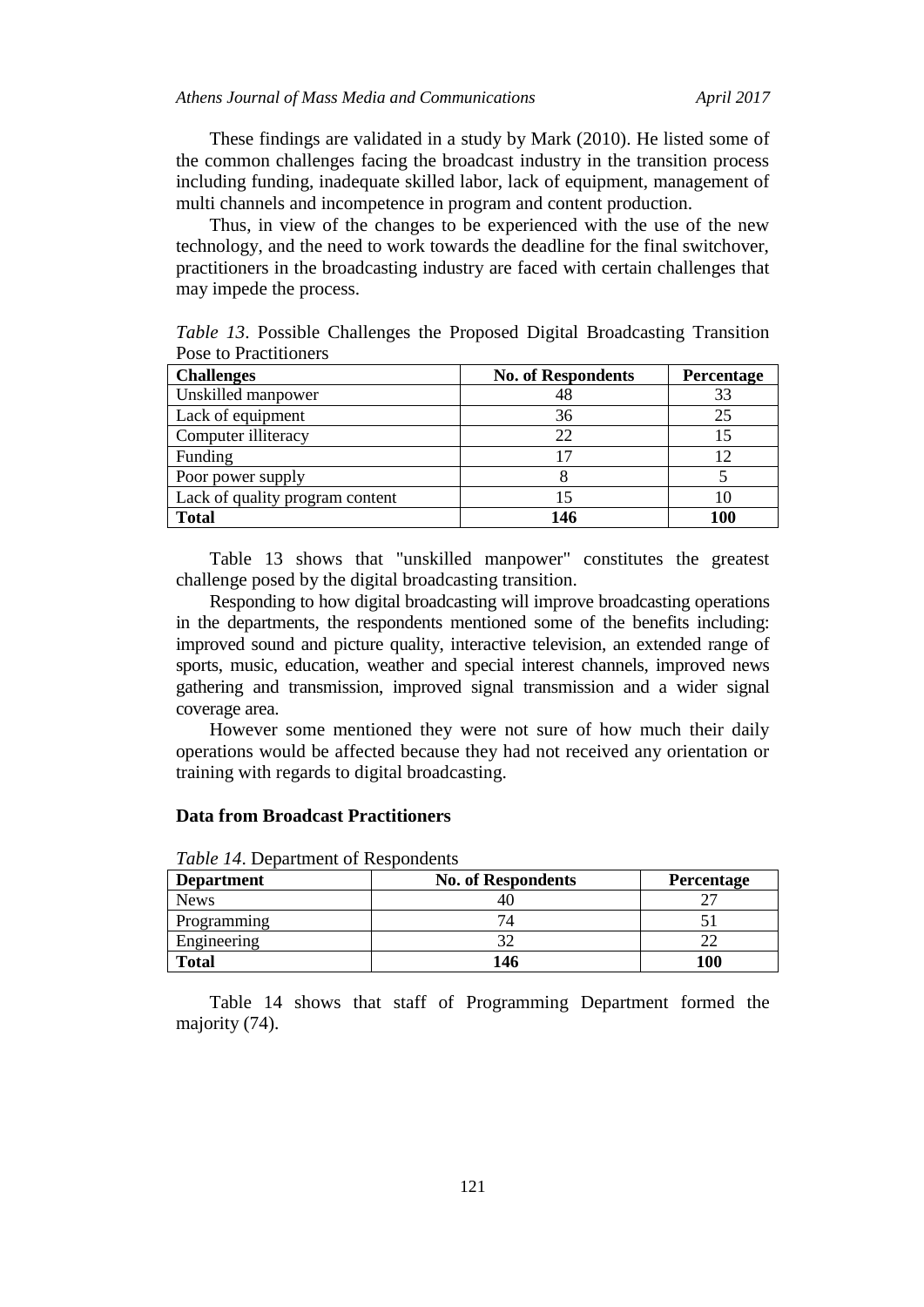These findings are validated in a study by Mark (2010). He listed some of the common challenges facing the broadcast industry in the transition process including funding, inadequate skilled labor, lack of equipment, management of multi channels and incompetence in program and content production.

Thus, in view of the changes to be experienced with the use of the new technology, and the need to work towards the deadline for the final switchover, practitioners in the broadcasting industry are faced with certain challenges that may impede the process.

*Table 13*. Possible Challenges the Proposed Digital Broadcasting Transition Pose to Practitioners

| **Challenges** | **No. of Respondents** | **Percentage** |
|---|---|---|
| Unskilled manpower | 48 | 33 |
| Lack of equipment | 36 | 25 |
| Computer illiteracy | 22 | 15 |
| Funding | 17 | 12 |
| Poor power supply | 8 | 5 |
| Lack of quality program content | 15 | 10 |
| **Total** | **146** | **100** |

Table 13 shows that "unskilled manpower" constitutes the greatest challenge posed by the digital broadcasting transition.

Responding to how digital broadcasting will improve broadcasting operations in the departments, the respondents mentioned some of the benefits including: improved sound and picture quality, interactive television, an extended range of sports, music, education, weather and special interest channels, improved news gathering and transmission, improved signal transmission and a wider signal coverage area.

However some mentioned they were not sure of how much their daily operations would be affected because they had not received any orientation or training with regards to digital broadcasting.

### Data from Broadcast Practitioners

*Table 14*. Department of Respondents

| **Department** | **No. of Respondents** | **Percentage** |
|---|---|---|
| News | 40 | 27 |
| Programming | 74 | 51 |
| Engineering | 32 | 22 |
| **Total** | **146** | **100** |

Table 14 shows that staff of Programming Department formed the majority (74).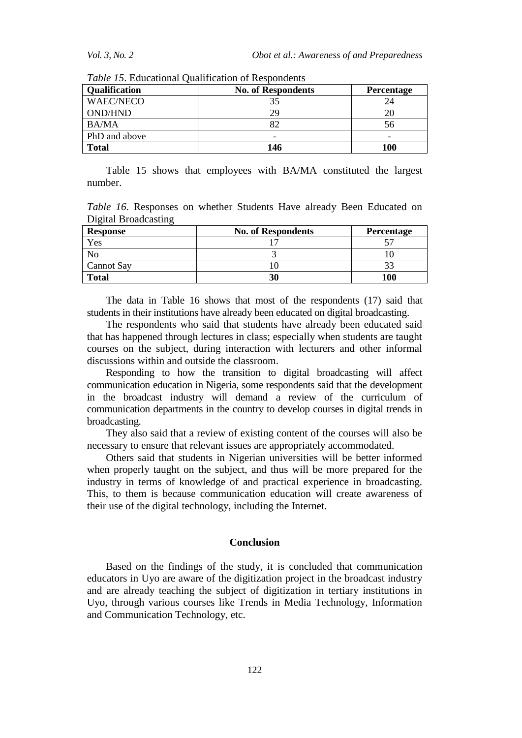*Table 15*. Educational Qualification of Respondents

| **Qualification** | **No. of Respondents** | **Percentage** |
|---|---|---|
| WAEC/NECO | 35 | 24 |
| OND/HND | 29 | 20 |
| BA/MA | 82 | 56 |
| PhD and above | - | - |
| **Total** | **146** | **100** |

Table 15 shows that employees with BA/MA constituted the largest number.

*Table 16*. Responses on whether Students Have already Been Educated on Digital Broadcasting

| **Response** | **No. of Respondents** | **Percentage** |
|---|---|---|
| Yes | 17 | 57 |
| No | 3 | 10 |
| Cannot Say | 10 | 33 |
| **Total** | **30** | **100** |

The data in Table 16 shows that most of the respondents (17) said that students in their institutions have already been educated on digital broadcasting.

The respondents who said that students have already been educated said that has happened through lectures in class; especially when students are taught courses on the subject, during interaction with lecturers and other informal discussions within and outside the classroom.

Responding to how the transition to digital broadcasting will affect communication education in Nigeria, some respondents said that the development in the broadcast industry will demand a review of the curriculum of communication departments in the country to develop courses in digital trends in broadcasting.

They also said that a review of existing content of the courses will also be necessary to ensure that relevant issues are appropriately accommodated.

Others said that students in Nigerian universities will be better informed when properly taught on the subject, and thus will be more prepared for the industry in terms of knowledge of and practical experience in broadcasting. This, to them is because communication education will create awareness of their use of the digital technology, including the Internet.

## Conclusion

Based on the findings of the study, it is concluded that communication educators in Uyo are aware of the digitization project in the broadcast industry and are already teaching the subject of digitization in tertiary institutions in Uyo, through various courses like Trends in Media Technology, Information and Communication Technology, etc.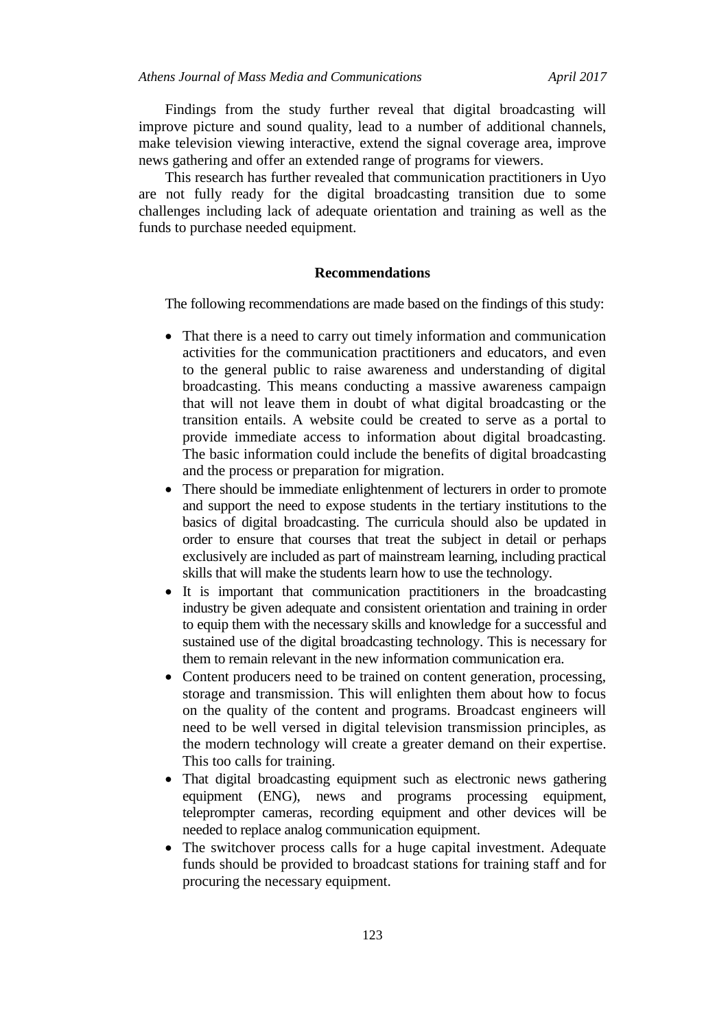Findings from the study further reveal that digital broadcasting will improve picture and sound quality, lead to a number of additional channels, make television viewing interactive, extend the signal coverage area, improve news gathering and offer an extended range of programs for viewers.

This research has further revealed that communication practitioners in Uyo are not fully ready for the digital broadcasting transition due to some challenges including lack of adequate orientation and training as well as the funds to purchase needed equipment.

## Recommendations

The following recommendations are made based on the findings of this study:

- That there is a need to carry out timely information and communication activities for the communication practitioners and educators, and even to the general public to raise awareness and understanding of digital broadcasting. This means conducting a massive awareness campaign that will not leave them in doubt of what digital broadcasting or the transition entails. A website could be created to serve as a portal to provide immediate access to information about digital broadcasting. The basic information could include the benefits of digital broadcasting and the process or preparation for migration.
- There should be immediate enlightenment of lecturers in order to promote and support the need to expose students in the tertiary institutions to the basics of digital broadcasting. The curricula should also be updated in order to ensure that courses that treat the subject in detail or perhaps exclusively are included as part of mainstream learning, including practical skills that will make the students learn how to use the technology.
- It is important that communication practitioners in the broadcasting industry be given adequate and consistent orientation and training in order to equip them with the necessary skills and knowledge for a successful and sustained use of the digital broadcasting technology. This is necessary for them to remain relevant in the new information communication era.
- Content producers need to be trained on content generation, processing, storage and transmission. This will enlighten them about how to focus on the quality of the content and programs. Broadcast engineers will need to be well versed in digital television transmission principles, as the modern technology will create a greater demand on their expertise. This too calls for training.
- That digital broadcasting equipment such as electronic news gathering equipment (ENG), news and programs processing equipment, teleprompter cameras, recording equipment and other devices will be needed to replace analog communication equipment.
- The switchover process calls for a huge capital investment. Adequate funds should be provided to broadcast stations for training staff and for procuring the necessary equipment.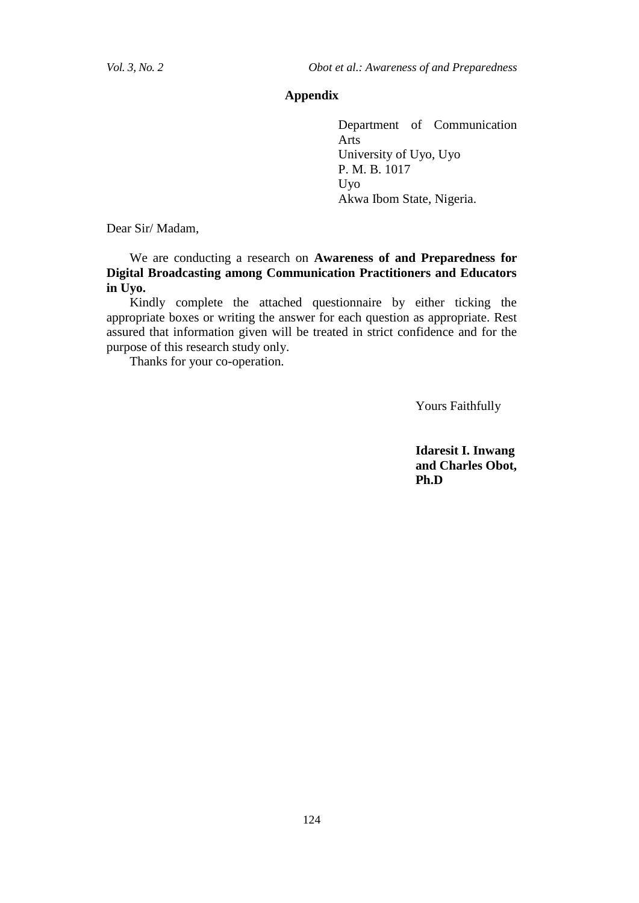## Appendix

Department of Communication Arts
University of Uyo, Uyo
P. M. B. 1017
Uyo
Akwa Ibom State, Nigeria.

Dear Sir/ Madam,

We are conducting a research on **Awareness of and Preparedness for Digital Broadcasting among Communication Practitioners and Educators in Uyo.**

Kindly complete the attached questionnaire by either ticking the appropriate boxes or writing the answer for each question as appropriate. Rest assured that information given will be treated in strict confidence and for the purpose of this research study only.

Thanks for your co-operation.

Yours Faithfully

**Idaresit I. Inwang and Charles Obot, Ph.D**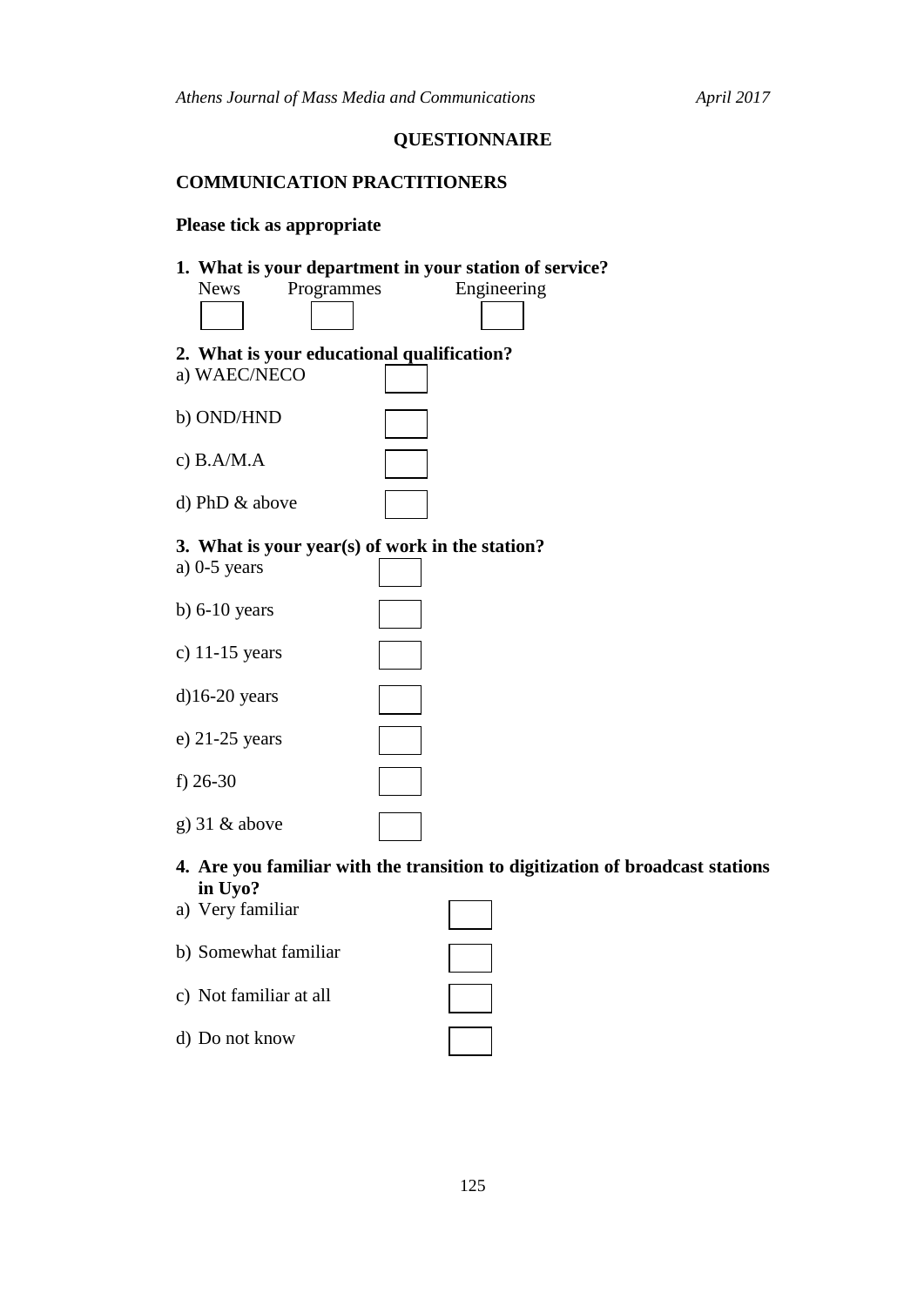## QUESTIONNAIRE

### COMMUNICATION PRACTITIONERS

**Please tick as appropriate**

**1. What is your department in your station of service?**

News ☐ Programmes ☐ Engineering ☐

**2. What is your educational qualification?**

a) WAEC/NECO ☐

b) OND/HND ☐

c) B.A/M.A ☐

d) PhD & above ☐

**3. What is your year(s) of work in the station?**

a) 0-5 years ☐

b) 6-10 years ☐

c) 11-15 years ☐

d)16-20 years ☐

e) 21-25 years ☐

f) 26-30 ☐

g) 31 & above ☐

**4. Are you familiar with the transition to digitization of broadcast stations in Uyo?**

a) Very familiar ☐

b) Somewhat familiar ☐

c) Not familiar at all ☐

d) Do not know ☐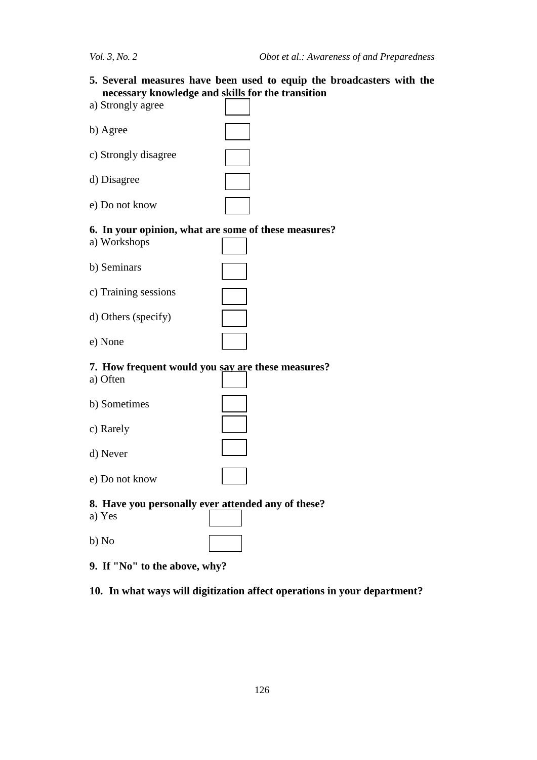**5. Several measures have been used to equip the broadcasters with the necessary knowledge and skills for the transition**

a) Strongly agree

b) Agree

c) Strongly disagree

d) Disagree

e) Do not know

**6. In your opinion, what are some of these measures?**

a) Workshops

b) Seminars

c) Training sessions

d) Others (specify)

e) None

**7. How frequent would you say are these measures?**

a) Often

b) Sometimes

c) Rarely

d) Never

e) Do not know

**8. Have you personally ever attended any of these?**

a) Yes

b) No

**9. If "No" to the above, why?**

**10. In what ways will digitization affect operations in your department?**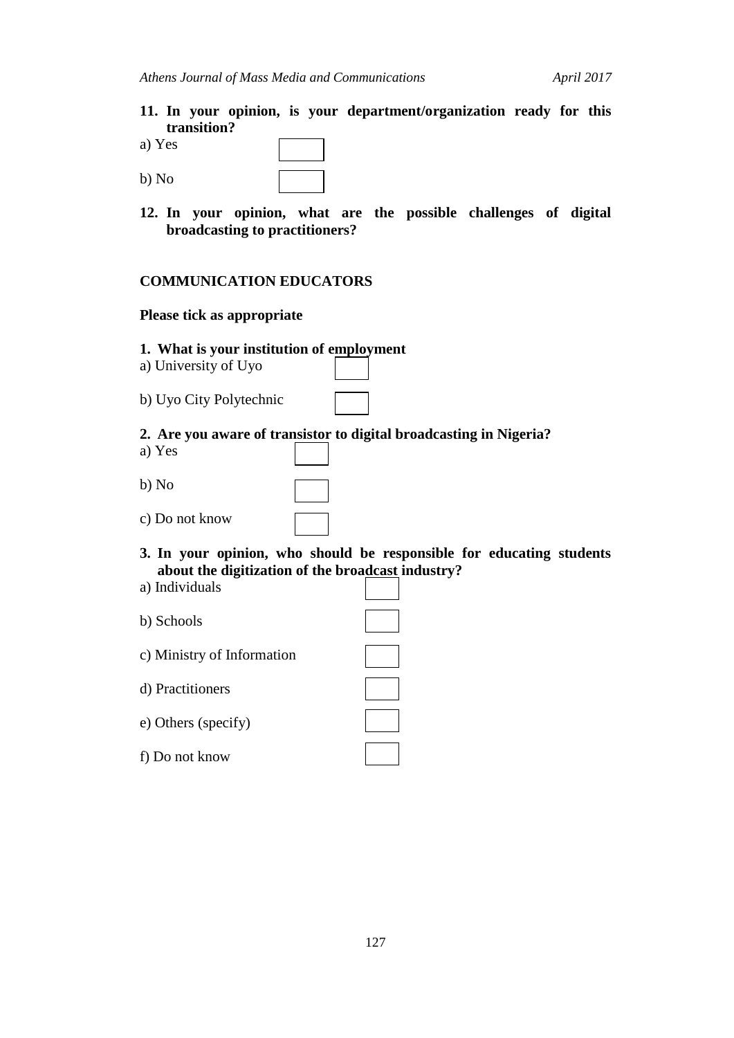**11. In your opinion, is your department/organization ready for this transition?**

a) Yes ☐

b) No ☐

**12. In your opinion, what are the possible challenges of digital broadcasting to practitioners?**

**COMMUNICATION EDUCATORS**

**Please tick as appropriate**

**1. What is your institution of employment**

a) University of Uyo ☐

b) Uyo City Polytechnic ☐

**2. Are you aware of transistor to digital broadcasting in Nigeria?**

a) Yes ☐

b) No ☐

c) Do not know ☐

**3. In your opinion, who should be responsible for educating students about the digitization of the broadcast industry?**

a) Individuals ☐

b) Schools ☐

c) Ministry of Information ☐

d) Practitioners ☐

e) Others (specify) ☐

f) Do not know ☐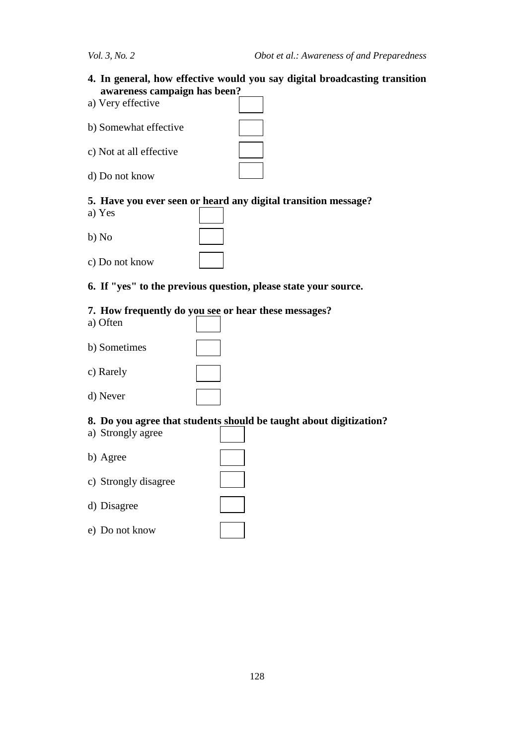**4. In general, how effective would you say digital broadcasting transition awareness campaign has been?**

a) Very effective ☐

b) Somewhat effective ☐

c) Not at all effective ☐

d) Do not know ☐

**5. Have you ever seen or heard any digital transition message?**

a) Yes ☐

b) No ☐

c) Do not know ☐

**6. If "yes" to the previous question, please state your source.**

**7. How frequently do you see or hear these messages?**

a) Often ☐

b) Sometimes ☐

c) Rarely ☐

d) Never ☐

**8. Do you agree that students should be taught about digitization?**

a) Strongly agree ☐

b) Agree ☐

c) Strongly disagree ☐

d) Disagree ☐

e) Do not know ☐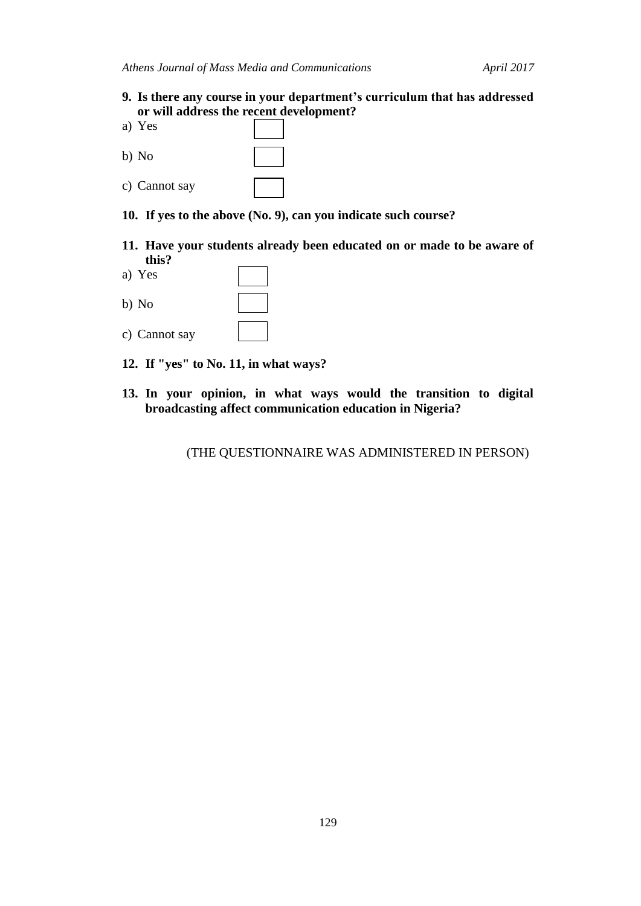**9. Is there any course in your department's curriculum that has addressed or will address the recent development?**

a) Yes ☐

b) No ☐

c) Cannot say ☐

**10. If yes to the above (No. 9), can you indicate such course?**

**11. Have your students already been educated on or made to be aware of this?**

a) Yes ☐

b) No ☐

c) Cannot say ☐

**12. If "yes" to No. 11, in what ways?**

**13. In your opinion, in what ways would the transition to digital broadcasting affect communication education in Nigeria?**

(THE QUESTIONNAIRE WAS ADMINISTERED IN PERSON)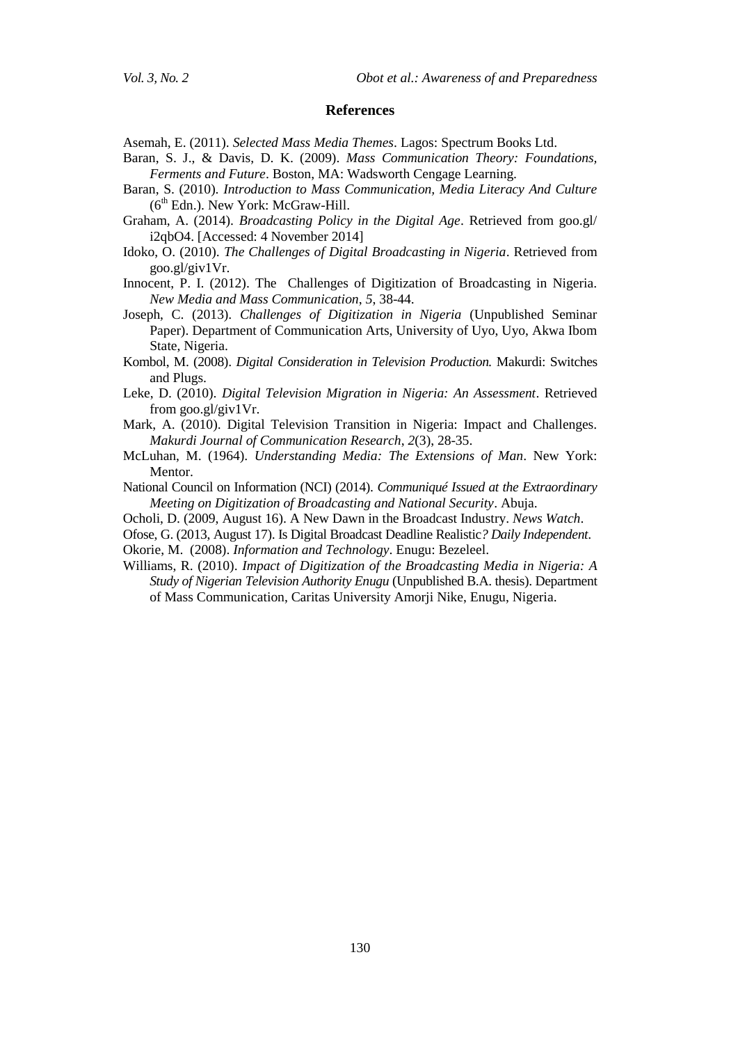## References

Asemah, E. (2011). *Selected Mass Media Themes*. Lagos: Spectrum Books Ltd.

Baran, S. J., & Davis, D. K. (2009). *Mass Communication Theory: Foundations, Ferments and Future*. Boston, MA: Wadsworth Cengage Learning.

Baran, S. (2010). *Introduction to Mass Communication, Media Literacy And Culture* (6th Edn.). New York: McGraw-Hill.

Graham, A. (2014). *Broadcasting Policy in the Digital Age*. Retrieved from goo.gl/ i2qbO4. [Accessed: 4 November 2014]

Idoko, O. (2010). *The Challenges of Digital Broadcasting in Nigeria*. Retrieved from goo.gl/giv1Vr.

Innocent, P. I. (2012). The Challenges of Digitization of Broadcasting in Nigeria. *New Media and Mass Communication*, *5*, 38-44.

Joseph, C. (2013). *Challenges of Digitization in Nigeria* (Unpublished Seminar Paper). Department of Communication Arts, University of Uyo, Uyo, Akwa Ibom State, Nigeria.

Kombol, M. (2008). *Digital Consideration in Television Production.* Makurdi: Switches and Plugs.

Leke, D. (2010). *Digital Television Migration in Nigeria: An Assessment*. Retrieved from goo.gl/giv1Vr.

Mark, A. (2010). Digital Television Transition in Nigeria: Impact and Challenges. *Makurdi Journal of Communication Research*, *2*(3), 28-35.

McLuhan, M. (1964). *Understanding Media: The Extensions of Man*. New York: Mentor.

National Council on Information (NCI) (2014). *Communiqué Issued at the Extraordinary Meeting on Digitization of Broadcasting and National Security*. Abuja.

Ocholi, D. (2009, August 16). A New Dawn in the Broadcast Industry. *News Watch*.

Ofose, G. (2013, August 17). Is Digital Broadcast Deadline Realistic*? Daily Independent*.

Okorie, M. (2008). *Information and Technology*. Enugu: Bezeleel.

Williams, R. (2010). *Impact of Digitization of the Broadcasting Media in Nigeria: A Study of Nigerian Television Authority Enugu* (Unpublished B.A. thesis). Department of Mass Communication, Caritas University Amorji Nike, Enugu, Nigeria.